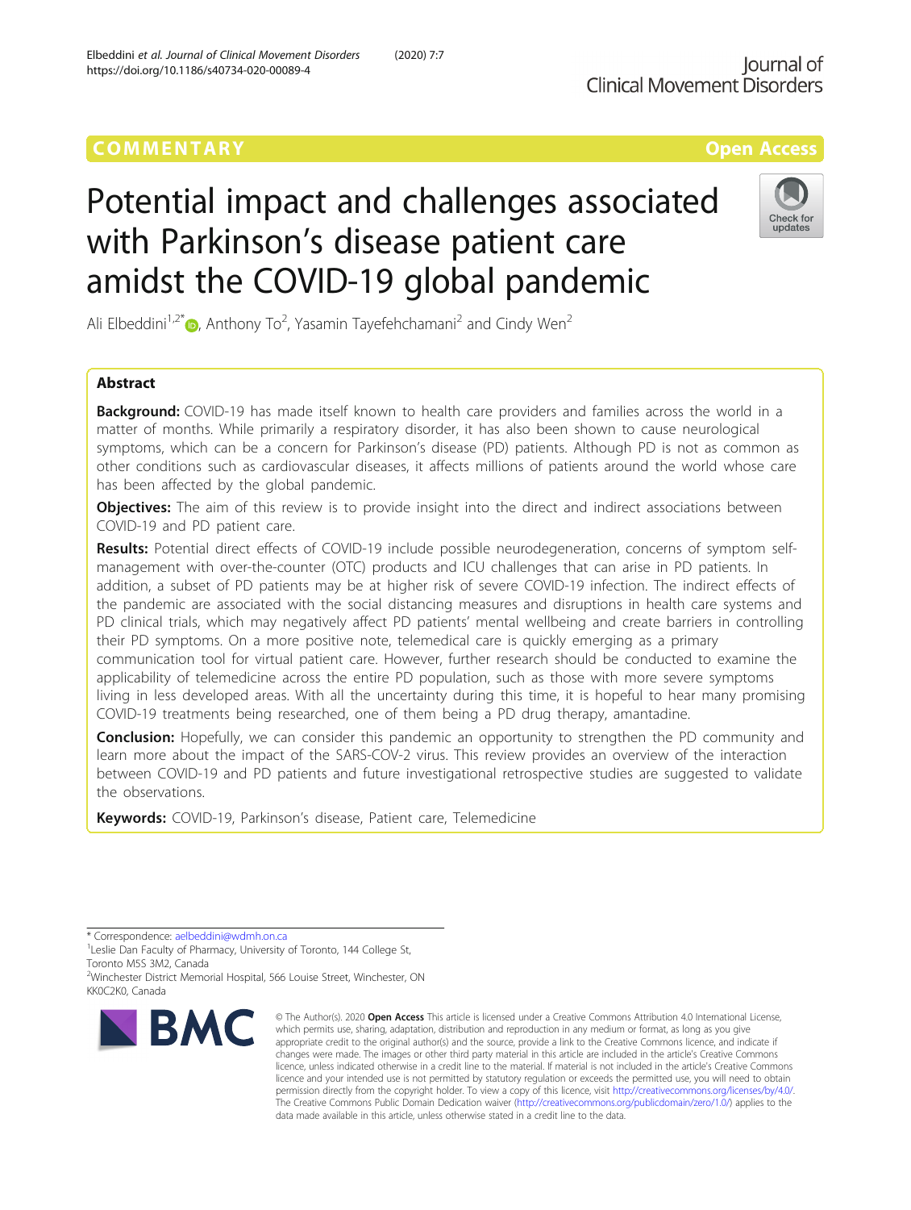COMMENTARY

Open Access

# Potential impact and challenges associated with Parkinson's disease patient care amidst the COVID-19 global pandemic

Ali Elbeddini[1,2*], Anthony To[2], Yasamin Tayefehchamani[2] and Cindy Wen[2]

## Abstract

**Background:** COVID-19 has made itself known to health care providers and families across the world in a matter of months. While primarily a respiratory disorder, it has also been shown to cause neurological symptoms, which can be a concern for Parkinson's disease (PD) patients. Although PD is not as common as other conditions such as cardiovascular diseases, it affects millions of patients around the world whose care has been affected by the global pandemic.

**Objectives:** The aim of this review is to provide insight into the direct and indirect associations between COVID-19 and PD patient care.

**Results:** Potential direct effects of COVID-19 include possible neurodegeneration, concerns of symptom self-management with over-the-counter (OTC) products and ICU challenges that can arise in PD patients. In addition, a subset of PD patients may be at higher risk of severe COVID-19 infection. The indirect effects of the pandemic are associated with the social distancing measures and disruptions in health care systems and PD clinical trials, which may negatively affect PD patients' mental wellbeing and create barriers in controlling their PD symptoms. On a more positive note, telemedical care is quickly emerging as a primary communication tool for virtual patient care. However, further research should be conducted to examine the applicability of telemedicine across the entire PD population, such as those with more severe symptoms living in less developed areas. With all the uncertainty during this time, it is hopeful to hear many promising COVID-19 treatments being researched, one of them being a PD drug therapy, amantadine.

**Conclusion:** Hopefully, we can consider this pandemic an opportunity to strengthen the PD community and learn more about the impact of the SARS-COV-2 virus. This review provides an overview of the interaction between COVID-19 and PD patients and future investigational retrospective studies are suggested to validate the observations.

**Keywords:** COVID-19, Parkinson's disease, Patient care, Telemedicine

* Correspondence: aelbeddini@wdmh.on.ca

[1]Leslie Dan Faculty of Pharmacy, University of Toronto, 144 College St, Toronto M5S 3M2, Canada

[2]Winchester District Memorial Hospital, 566 Louise Street, Winchester, ON KK0C2K0, Canada

© The Author(s). 2020 **Open Access** This article is licensed under a Creative Commons Attribution 4.0 International License, which permits use, sharing, adaptation, distribution and reproduction in any medium or format, as long as you give appropriate credit to the original author(s) and the source, provide a link to the Creative Commons licence, and indicate if changes were made. The images or other third party material in this article are included in the article's Creative Commons licence, unless indicated otherwise in a credit line to the material. If material is not included in the article's Creative Commons licence and your intended use is not permitted by statutory regulation or exceeds the permitted use, you will need to obtain permission directly from the copyright holder. To view a copy of this licence, visit http://creativecommons.org/licenses/by/4.0/. The Creative Commons Public Domain Dedication waiver (http://creativecommons.org/publicdomain/zero/1.0/) applies to the data made available in this article, unless otherwise stated in a credit line to the data.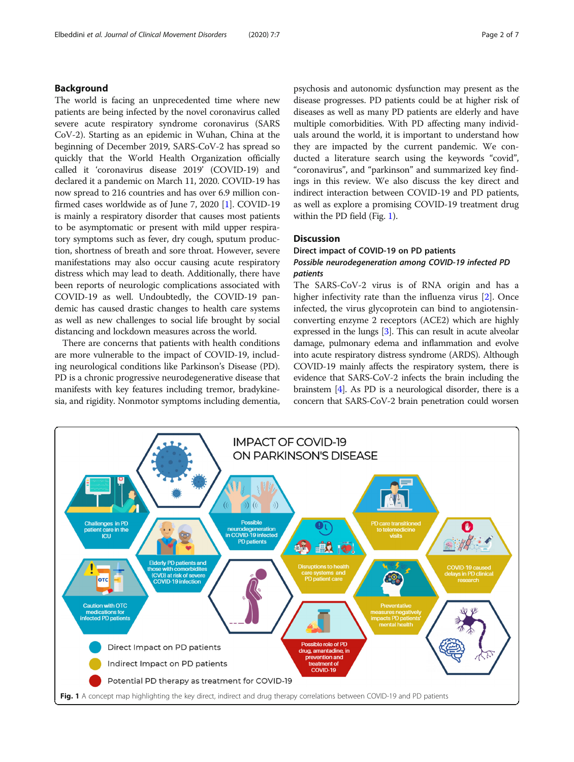## Background

The world is facing an unprecedented time where new patients are being infected by the novel coronavirus called severe acute respiratory syndrome coronavirus (SARS CoV-2). Starting as an epidemic in Wuhan, China at the beginning of December 2019, SARS-CoV-2 has spread so quickly that the World Health Organization officially called it 'coronavirus disease 2019' (COVID-19) and declared it a pandemic on March 11, 2020. COVID-19 has now spread to 216 countries and has over 6.9 million confirmed cases worldwide as of June 7, 2020 [1]. COVID-19 is mainly a respiratory disorder that causes most patients to be asymptomatic or present with mild upper respiratory symptoms such as fever, dry cough, sputum production, shortness of breath and sore throat. However, severe manifestations may also occur causing acute respiratory distress which may lead to death. Additionally, there have been reports of neurologic complications associated with COVID-19 as well. Undoubtedly, the COVID-19 pandemic has caused drastic changes to health care systems as well as new challenges to social life brought by social distancing and lockdown measures across the world.

There are concerns that patients with health conditions are more vulnerable to the impact of COVID-19, including neurological conditions like Parkinson's Disease (PD). PD is a chronic progressive neurodegenerative disease that manifests with key features including tremor, bradykinesia, and rigidity. Nonmotor symptoms including dementia, psychosis and autonomic dysfunction may present as the disease progresses. PD patients could be at higher risk of diseases as well as many PD patients are elderly and have multiple comorbidities. With PD affecting many individuals around the world, it is important to understand how they are impacted by the current pandemic. We conducted a literature search using the keywords "covid", "coronavirus", and "parkinson" and summarized key findings in this review. We also discuss the key direct and indirect interaction between COVID-19 and PD patients, as well as explore a promising COVID-19 treatment drug within the PD field (Fig. 1).

## Discussion

### Direct impact of COVID-19 on PD patients

#### *Possible neurodegeneration among COVID-19 infected PD patients*

The SARS-CoV-2 virus is of RNA origin and has a higher infectivity rate than the influenza virus [2]. Once infected, the virus glycoprotein can bind to angiotensin-converting enzyme 2 receptors (ACE2) which are highly expressed in the lungs [3]. This can result in acute alveolar damage, pulmonary edema and inflammation and evolve into acute respiratory distress syndrome (ARDS). Although COVID-19 mainly affects the respiratory system, there is evidence that SARS-CoV-2 infects the brain including the brainstem [4]. As PD is a neurological disorder, there is a concern that SARS-CoV-2 brain penetration could worsen

**Fig. 1** A concept map highlighting the key direct, indirect and drug therapy correlations between COVID-19 and PD patients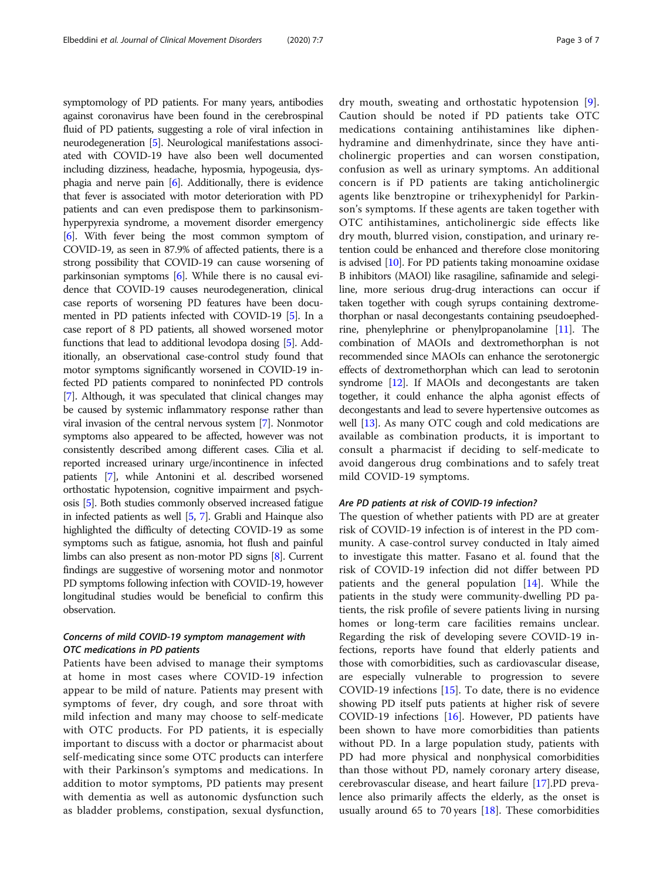symptomology of PD patients. For many years, antibodies against coronavirus have been found in the cerebrospinal fluid of PD patients, suggesting a role of viral infection in neurodegeneration [5]. Neurological manifestations associated with COVID-19 have also been well documented including dizziness, headache, hyposmia, hypogeusia, dysphagia and nerve pain [6]. Additionally, there is evidence that fever is associated with motor deterioration with PD patients and can even predispose them to parkinsonism-hyperpyrexia syndrome, a movement disorder emergency [6]. With fever being the most common symptom of COVID-19, as seen in 87.9% of affected patients, there is a strong possibility that COVID-19 can cause worsening of parkinsonian symptoms [6]. While there is no causal evidence that COVID-19 causes neurodegeneration, clinical case reports of worsening PD features have been documented in PD patients infected with COVID-19 [5]. In a case report of 8 PD patients, all showed worsened motor functions that lead to additional levodopa dosing [5]. Additionally, an observational case-control study found that motor symptoms significantly worsened in COVID-19 infected PD patients compared to noninfected PD controls [7]. Although, it was speculated that clinical changes may be caused by systemic inflammatory response rather than viral invasion of the central nervous system [7]. Nonmotor symptoms also appeared to be affected, however was not consistently described among different cases. Cilia et al. reported increased urinary urge/incontinence in infected patients [7], while Antonini et al. described worsened orthostatic hypotension, cognitive impairment and psychosis [5]. Both studies commonly observed increased fatigue in infected patients as well [5, 7]. Grabli and Hainque also highlighted the difficulty of detecting COVID-19 as some symptoms such as fatigue, asnomia, hot flush and painful limbs can also present as non-motor PD signs [8]. Current findings are suggestive of worsening motor and nonmotor PD symptoms following infection with COVID-19, however longitudinal studies would be beneficial to confirm this observation.

### *Concerns of mild COVID-19 symptom management with OTC medications in PD patients*

Patients have been advised to manage their symptoms at home in most cases where COVID-19 infection appear to be mild of nature. Patients may present with symptoms of fever, dry cough, and sore throat with mild infection and many may choose to self-medicate with OTC products. For PD patients, it is especially important to discuss with a doctor or pharmacist about self-medicating since some OTC products can interfere with their Parkinson's symptoms and medications. In addition to motor symptoms, PD patients may present with dementia as well as autonomic dysfunction such as bladder problems, constipation, sexual dysfunction, dry mouth, sweating and orthostatic hypotension [9]. Caution should be noted if PD patients take OTC medications containing antihistamines like diphenhydramine and dimenhydrinate, since they have anticholinergic properties and can worsen constipation, confusion as well as urinary symptoms. An additional concern is if PD patients are taking anticholinergic agents like benztropine or trihexyphenidyl for Parkinson's symptoms. If these agents are taken together with OTC antihistamines, anticholinergic side effects like dry mouth, blurred vision, constipation, and urinary retention could be enhanced and therefore close monitoring is advised [10]. For PD patients taking monoamine oxidase B inhibitors (MAOI) like rasagiline, safinamide and selegiline, more serious drug-drug interactions can occur if taken together with cough syrups containing dextromethorphan or nasal decongestants containing pseudoephedrine, phenylephrine or phenylpropanolamine [11]. The combination of MAOIs and dextromethorphan is not recommended since MAOIs can enhance the serotonergic effects of dextromethorphan which can lead to serotonin syndrome [12]. If MAOIs and decongestants are taken together, it could enhance the alpha agonist effects of decongestants and lead to severe hypertensive outcomes as well [13]. As many OTC cough and cold medications are available as combination products, it is important to consult a pharmacist if deciding to self-medicate to avoid dangerous drug combinations and to safely treat mild COVID-19 symptoms.

### *Are PD patients at risk of COVID-19 infection?*

The question of whether patients with PD are at greater risk of COVID-19 infection is of interest in the PD community. A case-control survey conducted in Italy aimed to investigate this matter. Fasano et al. found that the risk of COVID-19 infection did not differ between PD patients and the general population [14]. While the patients in the study were community-dwelling PD patients, the risk profile of severe patients living in nursing homes or long-term care facilities remains unclear. Regarding the risk of developing severe COVID-19 infections, reports have found that elderly patients and those with comorbidities, such as cardiovascular disease, are especially vulnerable to progression to severe COVID-19 infections [15]. To date, there is no evidence showing PD itself puts patients at higher risk of severe COVID-19 infections [16]. However, PD patients have been shown to have more comorbidities than patients without PD. In a large population study, patients with PD had more physical and nonphysical comorbidities than those without PD, namely coronary artery disease, cerebrovascular disease, and heart failure [17].PD prevalence also primarily affects the elderly, as the onset is usually around 65 to 70 years [18]. These comorbidities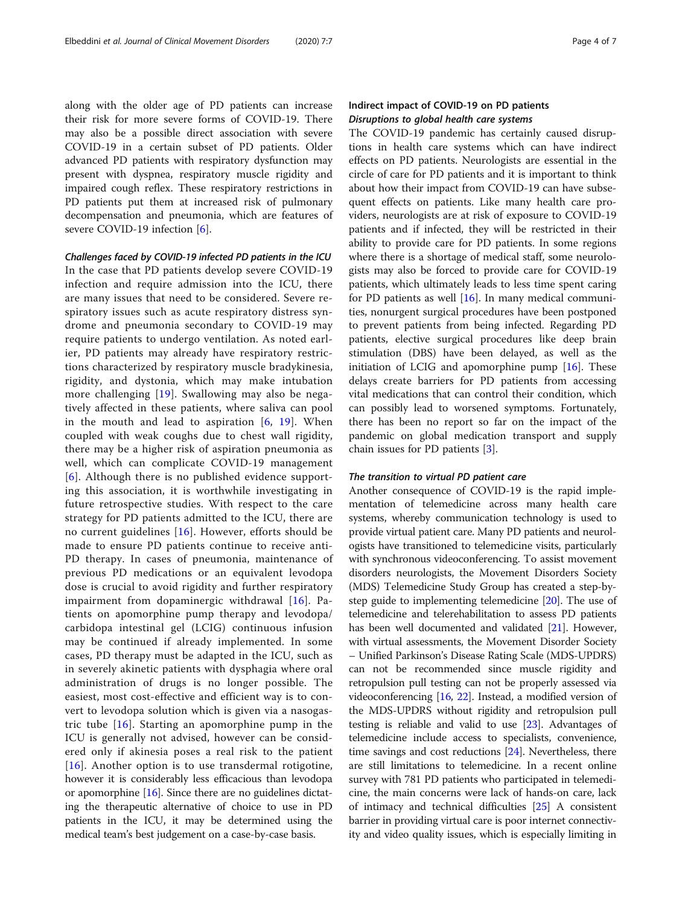along with the older age of PD patients can increase their risk for more severe forms of COVID-19. There may also be a possible direct association with severe COVID-19 in a certain subset of PD patients. Older advanced PD patients with respiratory dysfunction may present with dyspnea, respiratory muscle rigidity and impaired cough reflex. These respiratory restrictions in PD patients put them at increased risk of pulmonary decompensation and pneumonia, which are features of severe COVID-19 infection [6].

#### *Challenges faced by COVID-19 infected PD patients in the ICU*

In the case that PD patients develop severe COVID-19 infection and require admission into the ICU, there are many issues that need to be considered. Severe respiratory issues such as acute respiratory distress syndrome and pneumonia secondary to COVID-19 may require patients to undergo ventilation. As noted earlier, PD patients may already have respiratory restrictions characterized by respiratory muscle bradykinesia, rigidity, and dystonia, which may make intubation more challenging [19]. Swallowing may also be negatively affected in these patients, where saliva can pool in the mouth and lead to aspiration [6, 19]. When coupled with weak coughs due to chest wall rigidity, there may be a higher risk of aspiration pneumonia as well, which can complicate COVID-19 management [6]. Although there is no published evidence supporting this association, it is worthwhile investigating in future retrospective studies. With respect to the care strategy for PD patients admitted to the ICU, there are no current guidelines [16]. However, efforts should be made to ensure PD patients continue to receive anti-PD therapy. In cases of pneumonia, maintenance of previous PD medications or an equivalent levodopa dose is crucial to avoid rigidity and further respiratory impairment from dopaminergic withdrawal [16]. Patients on apomorphine pump therapy and levodopa/carbidopa intestinal gel (LCIG) continuous infusion may be continued if already implemented. In some cases, PD therapy must be adapted in the ICU, such as in severely akinetic patients with dysphagia where oral administration of drugs is no longer possible. The easiest, most cost-effective and efficient way is to convert to levodopa solution which is given via a nasogastric tube [16]. Starting an apomorphine pump in the ICU is generally not advised, however can be considered only if akinesia poses a real risk to the patient [16]. Another option is to use transdermal rotigotine, however it is considerably less efficacious than levodopa or apomorphine [16]. Since there are no guidelines dictating the therapeutic alternative of choice to use in PD patients in the ICU, it may be determined using the medical team's best judgement on a case-by-case basis.

### Indirect impact of COVID-19 on PD patients

#### *Disruptions to global health care systems*

The COVID-19 pandemic has certainly caused disruptions in health care systems which can have indirect effects on PD patients. Neurologists are essential in the circle of care for PD patients and it is important to think about how their impact from COVID-19 can have subsequent effects on patients. Like many health care providers, neurologists are at risk of exposure to COVID-19 patients and if infected, they will be restricted in their ability to provide care for PD patients. In some regions where there is a shortage of medical staff, some neurologists may also be forced to provide care for COVID-19 patients, which ultimately leads to less time spent caring for PD patients as well [16]. In many medical communities, nonurgent surgical procedures have been postponed to prevent patients from being infected. Regarding PD patients, elective surgical procedures like deep brain stimulation (DBS) have been delayed, as well as the initiation of LCIG and apomorphine pump [16]. These delays create barriers for PD patients from accessing vital medications that can control their condition, which can possibly lead to worsened symptoms. Fortunately, there has been no report so far on the impact of the pandemic on global medication transport and supply chain issues for PD patients [3].

#### *The transition to virtual PD patient care*

Another consequence of COVID-19 is the rapid implementation of telemedicine across many health care systems, whereby communication technology is used to provide virtual patient care. Many PD patients and neurologists have transitioned to telemedicine visits, particularly with synchronous videoconferencing. To assist movement disorders neurologists, the Movement Disorders Society (MDS) Telemedicine Study Group has created a step-by-step guide to implementing telemedicine [20]. The use of telemedicine and telerehabilitation to assess PD patients has been well documented and validated [21]. However, with virtual assessments, the Movement Disorder Society – Unified Parkinson's Disease Rating Scale (MDS-UPDRS) can not be recommended since muscle rigidity and retropulsion pull testing can not be properly assessed via videoconferencing [16, 22]. Instead, a modified version of the MDS-UPDRS without rigidity and retropulsion pull testing is reliable and valid to use [23]. Advantages of telemedicine include access to specialists, convenience, time savings and cost reductions [24]. Nevertheless, there are still limitations to telemedicine. In a recent online survey with 781 PD patients who participated in telemedicine, the main concerns were lack of hands-on care, lack of intimacy and technical difficulties [25] A consistent barrier in providing virtual care is poor internet connectivity and video quality issues, which is especially limiting in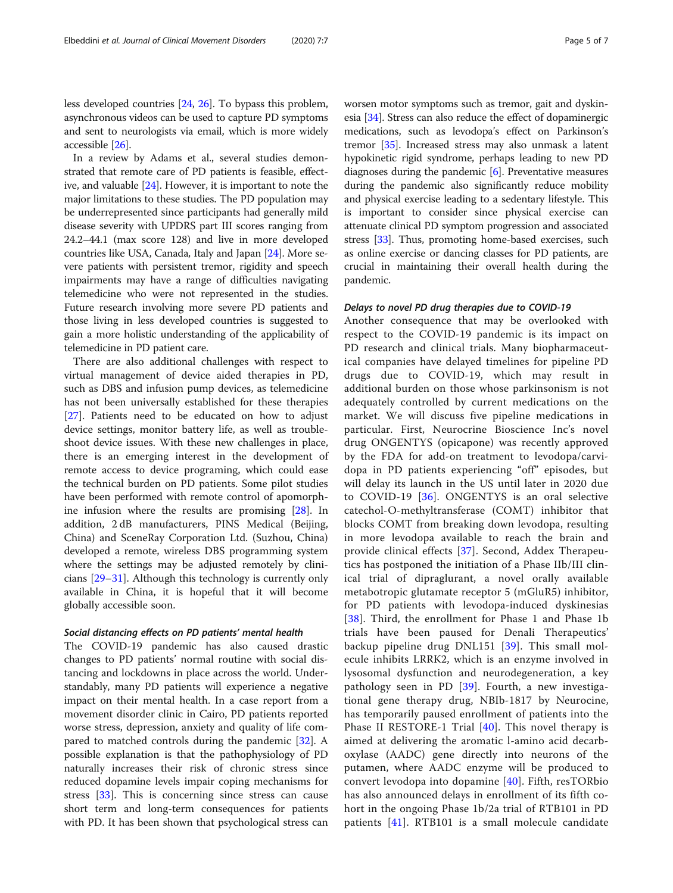less developed countries [24, 26]. To bypass this problem, asynchronous videos can be used to capture PD symptoms and sent to neurologists via email, which is more widely accessible [26].

In a review by Adams et al., several studies demonstrated that remote care of PD patients is feasible, effective, and valuable [24]. However, it is important to note the major limitations to these studies. The PD population may be underrepresented since participants had generally mild disease severity with UPDRS part III scores ranging from 24.2–44.1 (max score 128) and live in more developed countries like USA, Canada, Italy and Japan [24]. More severe patients with persistent tremor, rigidity and speech impairments may have a range of difficulties navigating telemedicine who were not represented in the studies. Future research involving more severe PD patients and those living in less developed countries is suggested to gain a more holistic understanding of the applicability of telemedicine in PD patient care.

There are also additional challenges with respect to virtual management of device aided therapies in PD, such as DBS and infusion pump devices, as telemedicine has not been universally established for these therapies [27]. Patients need to be educated on how to adjust device settings, monitor battery life, as well as troubleshoot device issues. With these new challenges in place, there is an emerging interest in the development of remote access to device programing, which could ease the technical burden on PD patients. Some pilot studies have been performed with remote control of apomorphine infusion where the results are promising [28]. In addition, 2 dB manufacturers, PINS Medical (Beijing, China) and SceneRay Corporation Ltd. (Suzhou, China) developed a remote, wireless DBS programming system where the settings may be adjusted remotely by clinicians [29–31]. Although this technology is currently only available in China, it is hopeful that it will become globally accessible soon.

### *Social distancing effects on PD patients' mental health*

The COVID-19 pandemic has also caused drastic changes to PD patients' normal routine with social distancing and lockdowns in place across the world. Understandably, many PD patients will experience a negative impact on their mental health. In a case report from a movement disorder clinic in Cairo, PD patients reported worse stress, depression, anxiety and quality of life compared to matched controls during the pandemic [32]. A possible explanation is that the pathophysiology of PD naturally increases their risk of chronic stress since reduced dopamine levels impair coping mechanisms for stress [33]. This is concerning since stress can cause short term and long-term consequences for patients with PD. It has been shown that psychological stress can worsen motor symptoms such as tremor, gait and dyskinesia [34]. Stress can also reduce the effect of dopaminergic medications, such as levodopa's effect on Parkinson's tremor [35]. Increased stress may also unmask a latent hypokinetic rigid syndrome, perhaps leading to new PD diagnoses during the pandemic [6]. Preventative measures during the pandemic also significantly reduce mobility and physical exercise leading to a sedentary lifestyle. This is important to consider since physical exercise can attenuate clinical PD symptom progression and associated stress [33]. Thus, promoting home-based exercises, such as online exercise or dancing classes for PD patients, are crucial in maintaining their overall health during the pandemic.

### *Delays to novel PD drug therapies due to COVID-19*

Another consequence that may be overlooked with respect to the COVID-19 pandemic is its impact on PD research and clinical trials. Many biopharmaceutical companies have delayed timelines for pipeline PD drugs due to COVID-19, which may result in additional burden on those whose parkinsonism is not adequately controlled by current medications on the market. We will discuss five pipeline medications in particular. First, Neurocrine Bioscience Inc's novel drug ONGENTYS (opicapone) was recently approved by the FDA for add-on treatment to levodopa/carvidopa in PD patients experiencing "off" episodes, but will delay its launch in the US until later in 2020 due to COVID-19 [36]. ONGENTYS is an oral selective catechol-O-methyltransferase (COMT) inhibitor that blocks COMT from breaking down levodopa, resulting in more levodopa available to reach the brain and provide clinical effects [37]. Second, Addex Therapeutics has postponed the initiation of a Phase IIb/III clinical trial of dipraglurant, a novel orally available metabotropic glutamate receptor 5 (mGluR5) inhibitor, for PD patients with levodopa-induced dyskinesias [38]. Third, the enrollment for Phase 1 and Phase 1b trials have been paused for Denali Therapeutics' backup pipeline drug DNL151 [39]. This small molecule inhibits LRRK2, which is an enzyme involved in lysosomal dysfunction and neurodegeneration, a key pathology seen in PD [39]. Fourth, a new investigational gene therapy drug, NBIb-1817 by Neurocine, has temporarily paused enrollment of patients into the Phase II RESTORE-1 Trial [40]. This novel therapy is aimed at delivering the aromatic l-amino acid decarboxylase (AADC) gene directly into neurons of the putamen, where AADC enzyme will be produced to convert levodopa into dopamine [40]. Fifth, resTORbio has also announced delays in enrollment of its fifth cohort in the ongoing Phase 1b/2a trial of RTB101 in PD patients [41]. RTB101 is a small molecule candidate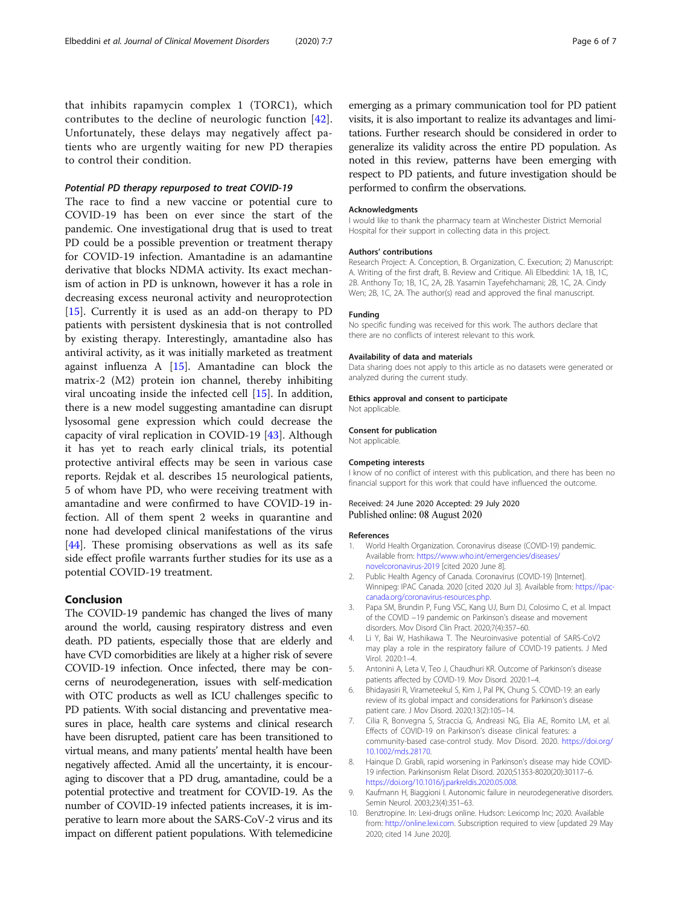that inhibits rapamycin complex 1 (TORC1), which contributes to the decline of neurologic function [42]. Unfortunately, these delays may negatively affect patients who are urgently waiting for new PD therapies to control their condition.

### *Potential PD therapy repurposed to treat COVID-19*

The race to find a new vaccine or potential cure to COVID-19 has been on ever since the start of the pandemic. One investigational drug that is used to treat PD could be a possible prevention or treatment therapy for COVID-19 infection. Amantadine is an adamantine derivative that blocks NDMA activity. Its exact mechanism of action in PD is unknown, however it has a role in decreasing excess neuronal activity and neuroprotection [15]. Currently it is used as an add-on therapy to PD patients with persistent dyskinesia that is not controlled by existing therapy. Interestingly, amantadine also has antiviral activity, as it was initially marketed as treatment against influenza A [15]. Amantadine can block the matrix-2 (M2) protein ion channel, thereby inhibiting viral uncoating inside the infected cell [15]. In addition, there is a new model suggesting amantadine can disrupt lysosomal gene expression which could decrease the capacity of viral replication in COVID-19 [43]. Although it has yet to reach early clinical trials, its potential protective antiviral effects may be seen in various case reports. Rejdak et al. describes 15 neurological patients, 5 of whom have PD, who were receiving treatment with amantadine and were confirmed to have COVID-19 infection. All of them spent 2 weeks in quarantine and none had developed clinical manifestations of the virus [44]. These promising observations as well as its safe side effect profile warrants further studies for its use as a potential COVID-19 treatment.

## Conclusion

The COVID-19 pandemic has changed the lives of many around the world, causing respiratory distress and even death. PD patients, especially those that are elderly and have CVD comorbidities are likely at a higher risk of severe COVID-19 infection. Once infected, there may be concerns of neurodegeneration, issues with self-medication with OTC products as well as ICU challenges specific to PD patients. With social distancing and preventative measures in place, health care systems and clinical research have been disrupted, patient care has been transitioned to virtual means, and many patients' mental health have been negatively affected. Amid all the uncertainty, it is encouraging to discover that a PD drug, amantadine, could be a potential protective and treatment for COVID-19. As the number of COVID-19 infected patients increases, it is imperative to learn more about the SARS-CoV-2 virus and its impact on different patient populations. With telemedicine emerging as a primary communication tool for PD patient visits, it is also important to realize its advantages and limitations. Further research should be considered in order to generalize its validity across the entire PD population. As noted in this review, patterns have been emerging with respect to PD patients, and future investigation should be performed to confirm the observations.

#### Acknowledgments

I would like to thank the pharmacy team at Winchester District Memorial Hospital for their support in collecting data in this project.

#### Authors' contributions

Research Project: A. Conception, B. Organization, C. Execution; 2) Manuscript: A. Writing of the first draft, B. Review and Critique. Ali Elbeddini: 1A, 1B, 1C, 2B. Anthony To; 1B, 1C, 2A, 2B. Yasamin Tayefehchamani; 2B, 1C, 2A. Cindy Wen; 2B, 1C, 2A. The author(s) read and approved the final manuscript.

#### Funding

No specific funding was received for this work. The authors declare that there are no conflicts of interest relevant to this work.

#### Availability of data and materials

Data sharing does not apply to this article as no datasets were generated or analyzed during the current study.

#### Ethics approval and consent to participate

Not applicable.

#### Consent for publication

Not applicable.

#### Competing interests

I know of no conflict of interest with this publication, and there has been no financial support for this work that could have influenced the outcome.

Received: 24 June 2020 Accepted: 29 July 2020
Published online: 08 August 2020

#### References

1. World Health Organization. Coronavirus disease (COVID-19) pandemic. Available from: https://www.who.int/emergencies/diseases/novelcoronavirus-2019 [cited 2020 June 8].
2. Public Health Agency of Canada. Coronavirus (COVID-19) [Internet]. Winnipeg: IPAC Canada. 2020 [cited 2020 Jul 3]. Available from: https://ipac-canada.org/coronavirus-resources.php.
3. Papa SM, Brundin P, Fung VSC, Kang UJ, Burn DJ, Colosimo C, et al. Impact of the COVID −19 pandemic on Parkinson's disease and movement disorders. Mov Disord Clin Pract. 2020;7(4):357–60.
4. Li Y, Bai W, Hashikawa T. The Neuroinvasive potential of SARS-CoV2 may play a role in the respiratory failure of COVID-19 patients. J Med Virol. 2020:1–4.
5. Antonini A, Leta V, Teo J, Chaudhuri KR. Outcome of Parkinson's disease patients affected by COVID-19. Mov Disord. 2020:1–4.
6. Bhidayasiri R, Virameteekul S, Kim J, Pal PK, Chung S. COVID-19: an early review of its global impact and considerations for Parkinson's disease patient care. J Mov Disord. 2020;13(2):105–14.
7. Cilia R, Bonvegna S, Straccia G, Andreasi NG, Elia AE, Romito LM, et al. Effects of COVID-19 on Parkinson's disease clinical features: a community-based case-control study. Mov Disord. 2020. https://doi.org/10.1002/mds.28170.
8. Hainque D. Grabli, rapid worsening in Parkinson's disease may hide COVID-19 infection. Parkinsonism Relat Disord. 2020;S1353-8020(20):30117–6. https://doi.org/10.1016/j.parkreldis.2020.05.008.
9. Kaufmann H, Biaggioni I. Autonomic failure in neurodegenerative disorders. Semin Neurol. 2003;23(4):351–63.
10. Benztropine. In: Lexi-drugs online. Hudson: Lexicomp Inc; 2020. Available from: http://online.lexi.com. Subscription required to view [updated 29 May 2020; cited 14 June 2020].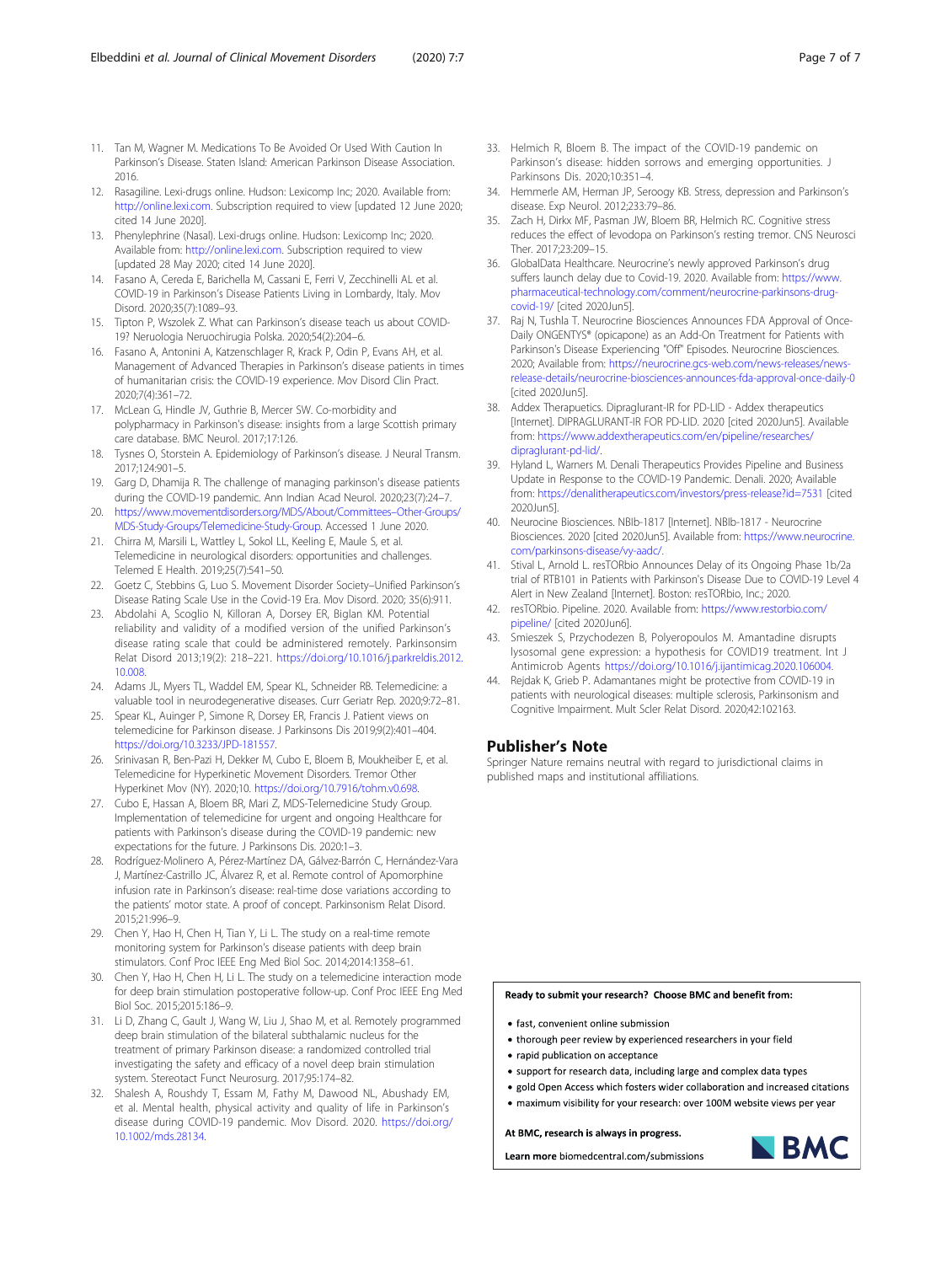11. Tan M, Wagner M. Medications To Be Avoided Or Used With Caution In Parkinson's Disease. Staten Island: American Parkinson Disease Association. 2016.
12. Rasagiline. Lexi-drugs online. Hudson: Lexicomp Inc; 2020. Available from: http://online.lexi.com. Subscription required to view [updated 12 June 2020; cited 14 June 2020].
13. Phenylephrine (Nasal). Lexi-drugs online. Hudson: Lexicomp Inc; 2020. Available from: http://online.lexi.com. Subscription required to view [updated 28 May 2020; cited 14 June 2020].
14. Fasano A, Cereda E, Barichella M, Cassani E, Ferri V, Zecchinelli AL et al. COVID-19 in Parkinson's Disease Patients Living in Lombardy, Italy. Mov Disord. 2020;35(7):1089–93.
15. Tipton P, Wszolek Z. What can Parkinson's disease teach us about COVID-19? Neruologia Neruochirugia Polska. 2020;54(2):204–6.
16. Fasano A, Antonini A, Katzenschlager R, Krack P, Odin P, Evans AH, et al. Management of Advanced Therapies in Parkinson's disease patients in times of humanitarian crisis: the COVID-19 experience. Mov Disord Clin Pract. 2020;7(4):361–72.
17. McLean G, Hindle JV, Guthrie B, Mercer SW. Co-morbidity and polypharmacy in Parkinson's disease: insights from a large Scottish primary care database. BMC Neurol. 2017;17:126.
18. Tysnes O, Storstein A. Epidemiology of Parkinson's disease. J Neural Transm. 2017;124:901–5.
19. Garg D, Dhamija R. The challenge of managing parkinson's disease patients during the COVID-19 pandemic. Ann Indian Acad Neurol. 2020;23(7):24–7.
20. https://www.movementdisorders.org/MDS/About/Committees–Other-Groups/MDS-Study-Groups/Telemedicine-Study-Group. Accessed 1 June 2020.
21. Chirra M, Marsili L, Wattley L, Sokol LL, Keeling E, Maule S, et al. Telemedicine in neurological disorders: opportunities and challenges. Telemed E Health. 2019;25(7):541–50.
22. Goetz C, Stebbins G, Luo S. Movement Disorder Society–Unified Parkinson's Disease Rating Scale Use in the Covid-19 Era. Mov Disord. 2020; 35(6):911.
23. Abdolahi A, Scoglio N, Killoran A, Dorsey ER, Biglan KM. Potential reliability and validity of a modified version of the unified Parkinson's disease rating scale that could be administered remotely. Parkinsonsim Relat Disord 2013;19(2): 218–221. https://doi.org/10.1016/j.parkreldis.2012.10.008.
24. Adams JL, Myers TL, Waddel EM, Spear KL, Schneider RB. Telemedicine: a valuable tool in neurodegenerative diseases. Curr Geriatr Rep. 2020;9:72–81.
25. Spear KL, Auinger P, Simone R, Dorsey ER, Francis J. Patient views on telemedicine for Parkinson disease. J Parkinsons Dis 2019;9(2):401–404. https://doi.org/10.3233/JPD-181557.
26. Srinivasan R, Ben-Pazi H, Dekker M, Cubo E, Bloem B, Moukheiber E, et al. Telemedicine for Hyperkinetic Movement Disorders. Tremor Other Hyperkinet Mov (NY). 2020;10. https://doi.org/10.7916/tohm.v0.698.
27. Cubo E, Hassan A, Bloem BR, Mari Z, MDS-Telemedicine Study Group. Implementation of telemedicine for urgent and ongoing Healthcare for patients with Parkinson's disease during the COVID-19 pandemic: new expectations for the future. J Parkinsons Dis. 2020:1–3.
28. Rodríguez-Molinero A, Pérez-Martínez DA, Gálvez-Barrón C, Hernández-Vara J, Martínez-Castrillo JC, Álvarez R, et al. Remote control of Apomorphine infusion rate in Parkinson's disease: real-time dose variations according to the patients' motor state. A proof of concept. Parkinsonism Relat Disord. 2015;21:996–9.
29. Chen Y, Hao H, Chen H, Tian Y, Li L. The study on a real-time remote monitoring system for Parkinson's disease patients with deep brain stimulators. Conf Proc IEEE Eng Med Biol Soc. 2014;2014:1358–61.
30. Chen Y, Hao H, Chen H, Li L. The study on a telemedicine interaction mode for deep brain stimulation postoperative follow-up. Conf Proc IEEE Eng Med Biol Soc. 2015;2015:186–9.
31. Li D, Zhang C, Gault J, Wang W, Liu J, Shao M, et al. Remotely programmed deep brain stimulation of the bilateral subthalamic nucleus for the treatment of primary Parkinson disease: a randomized controlled trial investigating the safety and efficacy of a novel deep brain stimulation system. Stereotact Funct Neurosurg. 2017;95:174–82.
32. Shalesh A, Roushdy T, Essam M, Fathy M, Dawood NL, Abushady EM, et al. Mental health, physical activity and quality of life in Parkinson's disease during COVID-19 pandemic. Mov Disord. 2020. https://doi.org/10.1002/mds.28134.
33. Helmich R, Bloem B. The impact of the COVID-19 pandemic on Parkinson's disease: hidden sorrows and emerging opportunities. J Parkinsons Dis. 2020;10:351–4.
34. Hemmerle AM, Herman JP, Seroogy KB. Stress, depression and Parkinson's disease. Exp Neurol. 2012;233:79–86.
35. Zach H, Dirkx MF, Pasman JW, Bloem BR, Helmich RC. Cognitive stress reduces the effect of levodopa on Parkinson's resting tremor. CNS Neurosci Ther. 2017;23:209–15.
36. GlobalData Healthcare. Neurocrine's newly approved Parkinson's drug suffers launch delay due to Covid-19. 2020. Available from: https://www.pharmaceutical-technology.com/comment/neurocrine-parkinsons-drug-covid-19/ [cited 2020Jun5].
37. Raj N, Tushla T. Neurocrine Biosciences Announces FDA Approval of Once-Daily ONGENTYS® (opicapone) as an Add-On Treatment for Patients with Parkinson's Disease Experiencing "Off" Episodes. Neurocrine Biosciences. 2020; Available from: https://neurocrine.gcs-web.com/news-releases/news-release-details/neurocrine-biosciences-announces-fda-approval-once-daily-0 [cited 2020Jun5].
38. Addex Therapeutics. Dipraglurant-IR for PD-LID - Addex therapeutics [Internet]. DIPRAGLURANT-IR FOR PD-LID. 2020 [cited 2020Jun5]. Available from: https://www.addextherapeutics.com/en/pipeline/researches/dipraglurant-pd-lid/.
39. Hyland L, Warners M. Denali Therapeutics Provides Pipeline and Business Update in Response to the COVID-19 Pandemic. Denali. 2020; Available from: https://denalitherapeutics.com/investors/press-release?id=7531 [cited 2020Jun5].
40. Neurocrine Biosciences. NBIb-1817 [Internet]. NBIb-1817 - Neurocrine Biosciences. 2020 [cited 2020Jun5]. Available from: https://www.neurocrine.com/parkinsons-disease/vy-aadc/.
41. Stival L, Arnold L. resTORbio Announces Delay of its Ongoing Phase 1b/2a trial of RTB101 in Patients with Parkinson's Disease Due to COVID-19 Level 4 Alert in New Zealand [Internet]. Boston: resTORbio, Inc.; 2020.
42. resTORbio. Pipeline. 2020. Available from: https://www.restorbio.com/pipeline/ [cited 2020Jun6].
43. Smieszek S, Przychodezen B, Polyeropoulos M. Amantadine disrupts lysosomal gene expression: a hypothesis for COVID19 treatment. Int J Antimicrob Agents https://doi.org/10.1016/j.ijantimicag.2020.106004.
44. Rejdak K, Grieb P. Adamantanes might be protective from COVID-19 in patients with neurological diseases: multiple sclerosis, Parkinsonism and Cognitive Impairment. Mult Scler Relat Disord. 2020;42:102163.

## Publisher's Note

Springer Nature remains neutral with regard to jurisdictional claims in published maps and institutional affiliations.

**Ready to submit your research? Choose BMC and benefit from:**

- fast, convenient online submission
- thorough peer review by experienced researchers in your field
- rapid publication on acceptance
- support for research data, including large and complex data types
- gold Open Access which fosters wider collaboration and increased citations
- maximum visibility for your research: over 100M website views per year

**At BMC, research is always in progress.**

**Learn more** biomedcentral.com/submissions

BMC